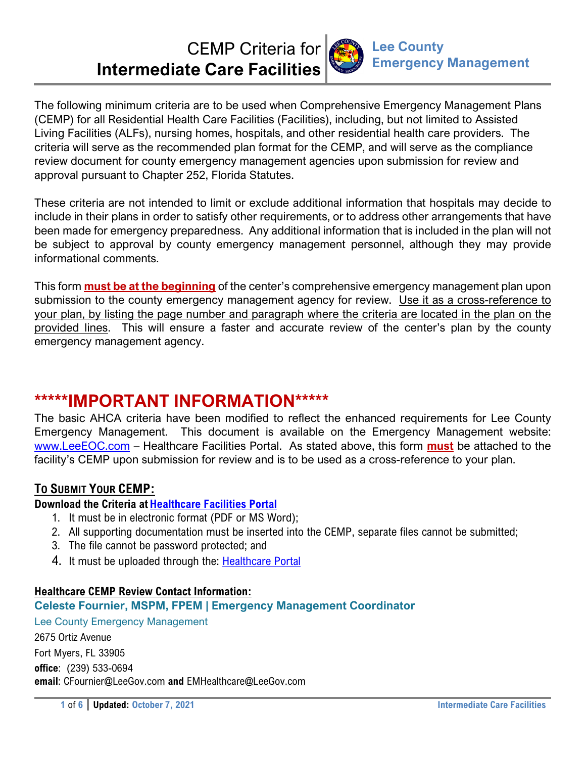# CEMP Criteria for Intermediate Care Facilities

**Lee County Emergency Management**

The following minimum criteria are to be used when Comprehensive Emergency Management Plans (CEMP) for all Residential Health Care Facilities (Facilities), including, but not limited to Assisted Living Facilities (ALFs), nursing homes, hospitals, and other residential health care providers. The criteria will serve as the recommended plan format for the CEMP, and will serve as the compliance review document for county emergency management agencies upon submission for review and approval pursuant to Chapter 252, Florida Statutes.

These criteria are not intended to limit or exclude additional information that hospitals may decide to include in their plans in order to satisfy other requirements, or to address other arrangements that have been made for emergency preparedness. Any additional information that is included in the plan will not be subject to approval by county emergency management personnel, although they may provide informational comments.

This form **must be at the beginning** of the center's comprehensive emergency management plan upon submission to the county emergency management agency for review. Use it as a cross-reference to your plan, by listing the page number and paragraph where the criteria are located in the plan on the provided lines. This will ensure a faster and accurate review of the center's plan by the county emergency management agency.

## *****IMPORTANT INFORMATION*****

The basic AHCA criteria have been modified to reflect the enhanced requirements for Lee County Emergency Management. This document is available on the Emergency Management website: www.LeeEOC.com – Healthcare Facilities Portal. As stated above, this form **must** be attached to the facility's CEMP upon submission for review and is to be used as a cross-reference to your plan.

### To Submit Your CEMP:

**Download the Criteria at Healthcare Facilities Portal**

1. It must be in electronic format (PDF or MS Word);
2. All supporting documentation must be inserted into the CEMP, separate files cannot be submitted;
3. The file cannot be password protected; and
4. It must be uploaded through the: Healthcare Portal

**Healthcare CEMP Review Contact Information:**

**Celeste Fournier, MSPM, FPEM | Emergency Management Coordinator**

Lee County Emergency Management

2675 Ortiz Avenue

Fort Myers, FL 33905

**office**: (239) 533-0694

**email**: CFournier@LeeGov.com **and** EMHealthcare@LeeGov.com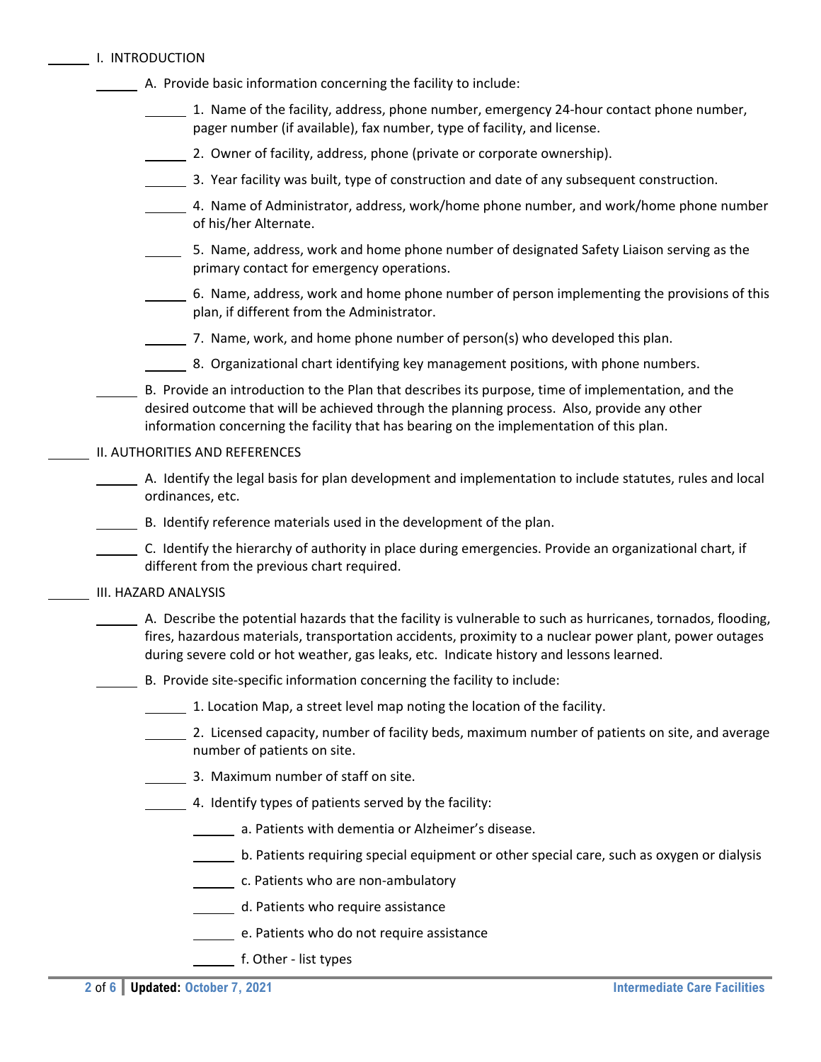______ I. INTRODUCTION

______ A. Provide basic information concerning the facility to include:

______ 1. Name of the facility, address, phone number, emergency 24-hour contact phone number, pager number (if available), fax number, type of facility, and license.

______ 2. Owner of facility, address, phone (private or corporate ownership).

______ 3. Year facility was built, type of construction and date of any subsequent construction.

______ 4. Name of Administrator, address, work/home phone number, and work/home phone number of his/her Alternate.

______ 5. Name, address, work and home phone number of designated Safety Liaison serving as the primary contact for emergency operations.

______ 6. Name, address, work and home phone number of person implementing the provisions of this plan, if different from the Administrator.

______ 7. Name, work, and home phone number of person(s) who developed this plan.

______ 8. Organizational chart identifying key management positions, with phone numbers.

______ B. Provide an introduction to the Plan that describes its purpose, time of implementation, and the desired outcome that will be achieved through the planning process. Also, provide any other information concerning the facility that has bearing on the implementation of this plan.

______ II. AUTHORITIES AND REFERENCES

______ A. Identify the legal basis for plan development and implementation to include statutes, rules and local ordinances, etc.

______ B. Identify reference materials used in the development of the plan.

______ C. Identify the hierarchy of authority in place during emergencies. Provide an organizational chart, if different from the previous chart required.

______ III. HAZARD ANALYSIS

______ A. Describe the potential hazards that the facility is vulnerable to such as hurricanes, tornados, flooding, fires, hazardous materials, transportation accidents, proximity to a nuclear power plant, power outages during severe cold or hot weather, gas leaks, etc. Indicate history and lessons learned.

______ B. Provide site-specific information concerning the facility to include:

______ 1. Location Map, a street level map noting the location of the facility.

______ 2. Licensed capacity, number of facility beds, maximum number of patients on site, and average number of patients on site.

______ 3. Maximum number of staff on site.

______ 4. Identify types of patients served by the facility:

______ a. Patients with dementia or Alzheimer's disease.

______ b. Patients requiring special equipment or other special care, such as oxygen or dialysis

______ c. Patients who are non-ambulatory

______ d. Patients who require assistance

______ e. Patients who do not require assistance

______ f. Other - list types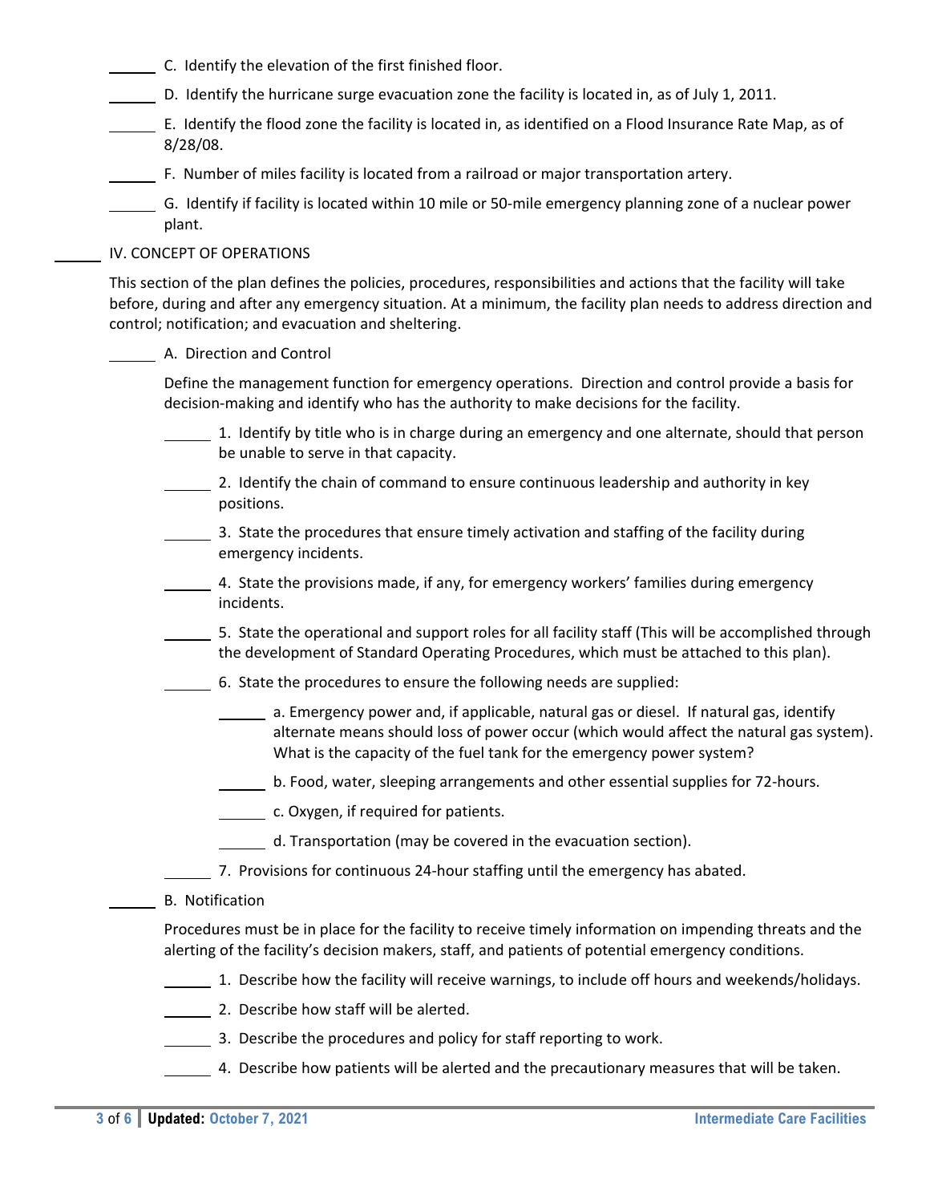\_\_\_\_\_\_ C. Identify the elevation of the first finished floor.

\_\_\_\_\_\_ D. Identify the hurricane surge evacuation zone the facility is located in, as of July 1, 2011.

\_\_\_\_\_\_ E. Identify the flood zone the facility is located in, as identified on a Flood Insurance Rate Map, as of 8/28/08.

\_\_\_\_\_\_ F. Number of miles facility is located from a railroad or major transportation artery.

\_\_\_\_\_\_ G. Identify if facility is located within 10 mile or 50-mile emergency planning zone of a nuclear power plant.

\_\_\_\_\_\_ IV. CONCEPT OF OPERATIONS

This section of the plan defines the policies, procedures, responsibilities and actions that the facility will take before, during and after any emergency situation. At a minimum, the facility plan needs to address direction and control; notification; and evacuation and sheltering.

\_\_\_\_\_\_ A. Direction and Control

Define the management function for emergency operations. Direction and control provide a basis for decision-making and identify who has the authority to make decisions for the facility.

\_\_\_\_\_\_ 1. Identify by title who is in charge during an emergency and one alternate, should that person be unable to serve in that capacity.

\_\_\_\_\_\_ 2. Identify the chain of command to ensure continuous leadership and authority in key positions.

\_\_\_\_\_\_ 3. State the procedures that ensure timely activation and staffing of the facility during emergency incidents.

\_\_\_\_\_\_ 4. State the provisions made, if any, for emergency workers' families during emergency incidents.

\_\_\_\_\_\_ 5. State the operational and support roles for all facility staff (This will be accomplished through the development of Standard Operating Procedures, which must be attached to this plan).

\_\_\_\_\_\_ 6. State the procedures to ensure the following needs are supplied:

\_\_\_\_\_\_ a. Emergency power and, if applicable, natural gas or diesel. If natural gas, identify alternate means should loss of power occur (which would affect the natural gas system). What is the capacity of the fuel tank for the emergency power system?

\_\_\_\_\_\_ b. Food, water, sleeping arrangements and other essential supplies for 72-hours.

\_\_\_\_\_\_ c. Oxygen, if required for patients.

\_\_\_\_\_\_ d. Transportation (may be covered in the evacuation section).

\_\_\_\_\_\_ 7. Provisions for continuous 24-hour staffing until the emergency has abated.

\_\_\_\_\_\_ B. Notification

Procedures must be in place for the facility to receive timely information on impending threats and the alerting of the facility's decision makers, staff, and patients of potential emergency conditions.

\_\_\_\_\_\_ 1. Describe how the facility will receive warnings, to include off hours and weekends/holidays.

\_\_\_\_\_\_ 2. Describe how staff will be alerted.

\_\_\_\_\_\_ 3. Describe the procedures and policy for staff reporting to work.

\_\_\_\_\_\_ 4. Describe how patients will be alerted and the precautionary measures that will be taken.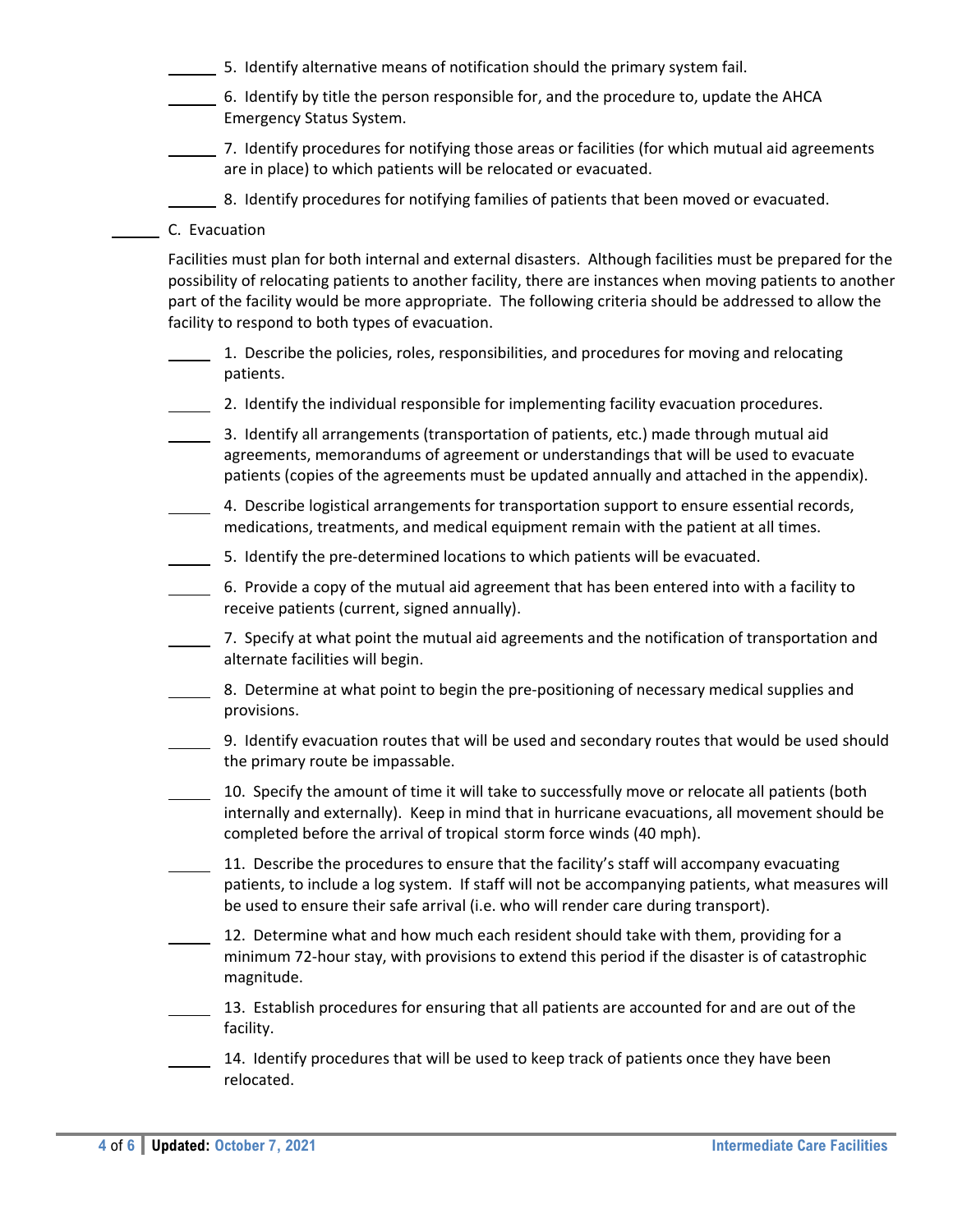______ 5. Identify alternative means of notification should the primary system fail.

______ 6. Identify by title the person responsible for, and the procedure to, update the AHCA Emergency Status System.

______ 7. Identify procedures for notifying those areas or facilities (for which mutual aid agreements are in place) to which patients will be relocated or evacuated.

______ 8. Identify procedures for notifying families of patients that been moved or evacuated.

______ C. Evacuation

Facilities must plan for both internal and external disasters. Although facilities must be prepared for the possibility of relocating patients to another facility, there are instances when moving patients to another part of the facility would be more appropriate. The following criteria should be addressed to allow the facility to respond to both types of evacuation.

______ 1. Describe the policies, roles, responsibilities, and procedures for moving and relocating patients.

______ 2. Identify the individual responsible for implementing facility evacuation procedures.

______ 3. Identify all arrangements (transportation of patients, etc.) made through mutual aid agreements, memorandums of agreement or understandings that will be used to evacuate patients (copies of the agreements must be updated annually and attached in the appendix).

______ 4. Describe logistical arrangements for transportation support to ensure essential records, medications, treatments, and medical equipment remain with the patient at all times.

______ 5. Identify the pre-determined locations to which patients will be evacuated.

______ 6. Provide a copy of the mutual aid agreement that has been entered into with a facility to receive patients (current, signed annually).

______ 7. Specify at what point the mutual aid agreements and the notification of transportation and alternate facilities will begin.

______ 8. Determine at what point to begin the pre-positioning of necessary medical supplies and provisions.

______ 9. Identify evacuation routes that will be used and secondary routes that would be used should the primary route be impassable.

______ 10. Specify the amount of time it will take to successfully move or relocate all patients (both internally and externally). Keep in mind that in hurricane evacuations, all movement should be completed before the arrival of tropical storm force winds (40 mph).

______ 11. Describe the procedures to ensure that the facility's staff will accompany evacuating patients, to include a log system. If staff will not be accompanying patients, what measures will be used to ensure their safe arrival (i.e. who will render care during transport).

______ 12. Determine what and how much each resident should take with them, providing for a minimum 72-hour stay, with provisions to extend this period if the disaster is of catastrophic magnitude.

______ 13. Establish procedures for ensuring that all patients are accounted for and are out of the facility.

______ 14. Identify procedures that will be used to keep track of patients once they have been relocated.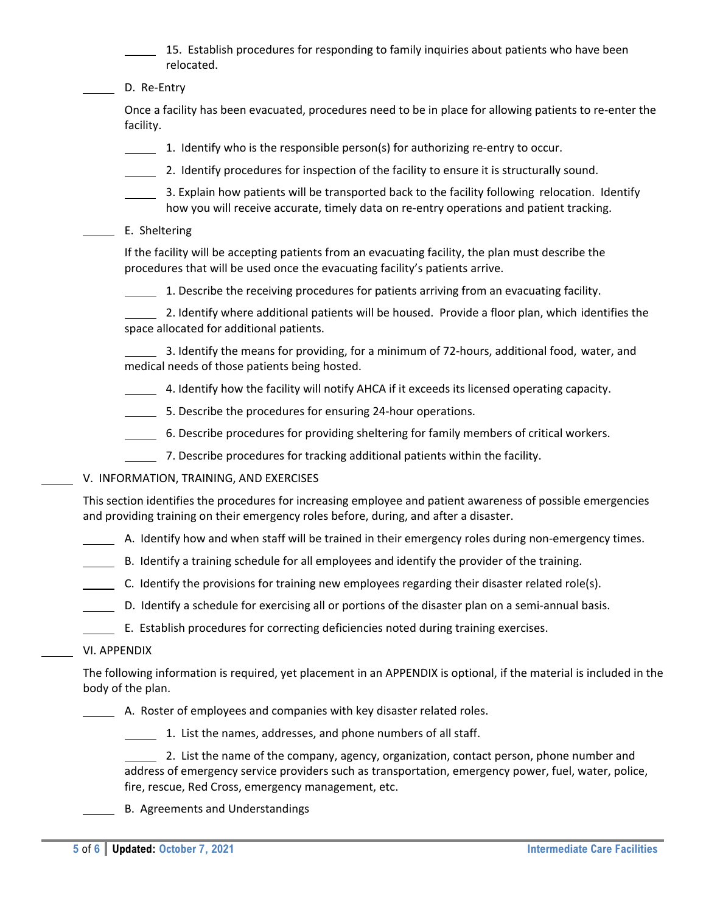_____ 15. Establish procedures for responding to family inquiries about patients who have been relocated.

_____ D. Re-Entry

Once a facility has been evacuated, procedures need to be in place for allowing patients to re-enter the facility.

_____ 1. Identify who is the responsible person(s) for authorizing re-entry to occur.

_____ 2. Identify procedures for inspection of the facility to ensure it is structurally sound.

_____ 3. Explain how patients will be transported back to the facility following relocation. Identify how you will receive accurate, timely data on re-entry operations and patient tracking.

_____ E. Sheltering

If the facility will be accepting patients from an evacuating facility, the plan must describe the procedures that will be used once the evacuating facility's patients arrive.

_____ 1. Describe the receiving procedures for patients arriving from an evacuating facility.

_____ 2. Identify where additional patients will be housed. Provide a floor plan, which identifies the space allocated for additional patients.

_____ 3. Identify the means for providing, for a minimum of 72-hours, additional food, water, and medical needs of those patients being hosted.

_____ 4. Identify how the facility will notify AHCA if it exceeds its licensed operating capacity.

_____ 5. Describe the procedures for ensuring 24-hour operations.

_____ 6. Describe procedures for providing sheltering for family members of critical workers.

_____ 7. Describe procedures for tracking additional patients within the facility.

_____ V. INFORMATION, TRAINING, AND EXERCISES

This section identifies the procedures for increasing employee and patient awareness of possible emergencies and providing training on their emergency roles before, during, and after a disaster.

_____ A. Identify how and when staff will be trained in their emergency roles during non-emergency times.

_____ B. Identify a training schedule for all employees and identify the provider of the training.

_____ C. Identify the provisions for training new employees regarding their disaster related role(s).

_____ D. Identify a schedule for exercising all or portions of the disaster plan on a semi-annual basis.

_____ E. Establish procedures for correcting deficiencies noted during training exercises.

_____ VI. APPENDIX

The following information is required, yet placement in an APPENDIX is optional, if the material is included in the body of the plan.

_____ A. Roster of employees and companies with key disaster related roles.

_____ 1. List the names, addresses, and phone numbers of all staff.

_____ 2. List the name of the company, agency, organization, contact person, phone number and address of emergency service providers such as transportation, emergency power, fuel, water, police, fire, rescue, Red Cross, emergency management, etc.

_____ B. Agreements and Understandings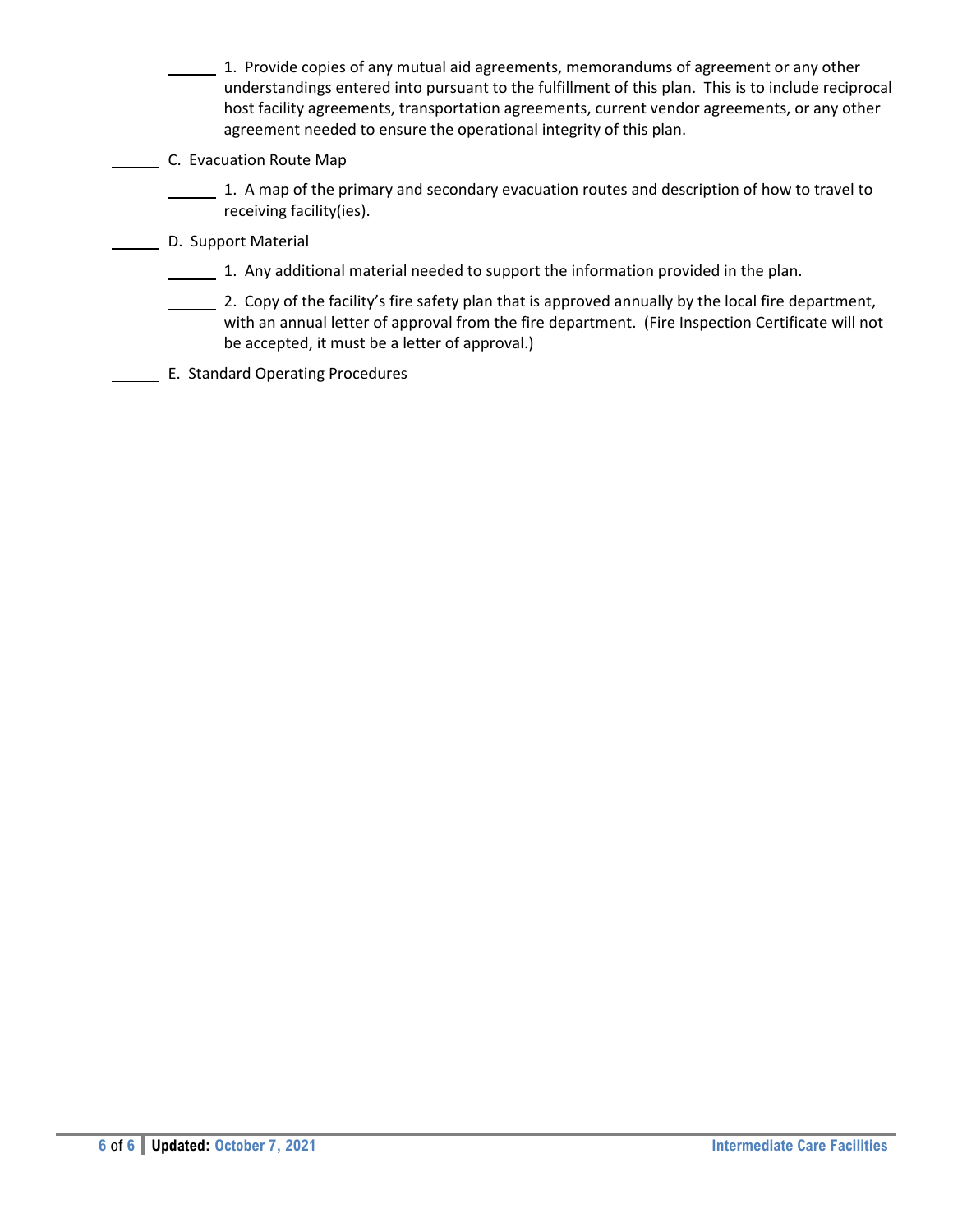______ 1. Provide copies of any mutual aid agreements, memorandums of agreement or any other understandings entered into pursuant to the fulfillment of this plan. This is to include reciprocal host facility agreements, transportation agreements, current vendor agreements, or any other agreement needed to ensure the operational integrity of this plan.

______ C. Evacuation Route Map

______ 1. A map of the primary and secondary evacuation routes and description of how to travel to receiving facility(ies).

______ D. Support Material

______ 1. Any additional material needed to support the information provided in the plan.

______ 2. Copy of the facility's fire safety plan that is approved annually by the local fire department, with an annual letter of approval from the fire department. (Fire Inspection Certificate will not be accepted, it must be a letter of approval.)

______ E. Standard Operating Procedures